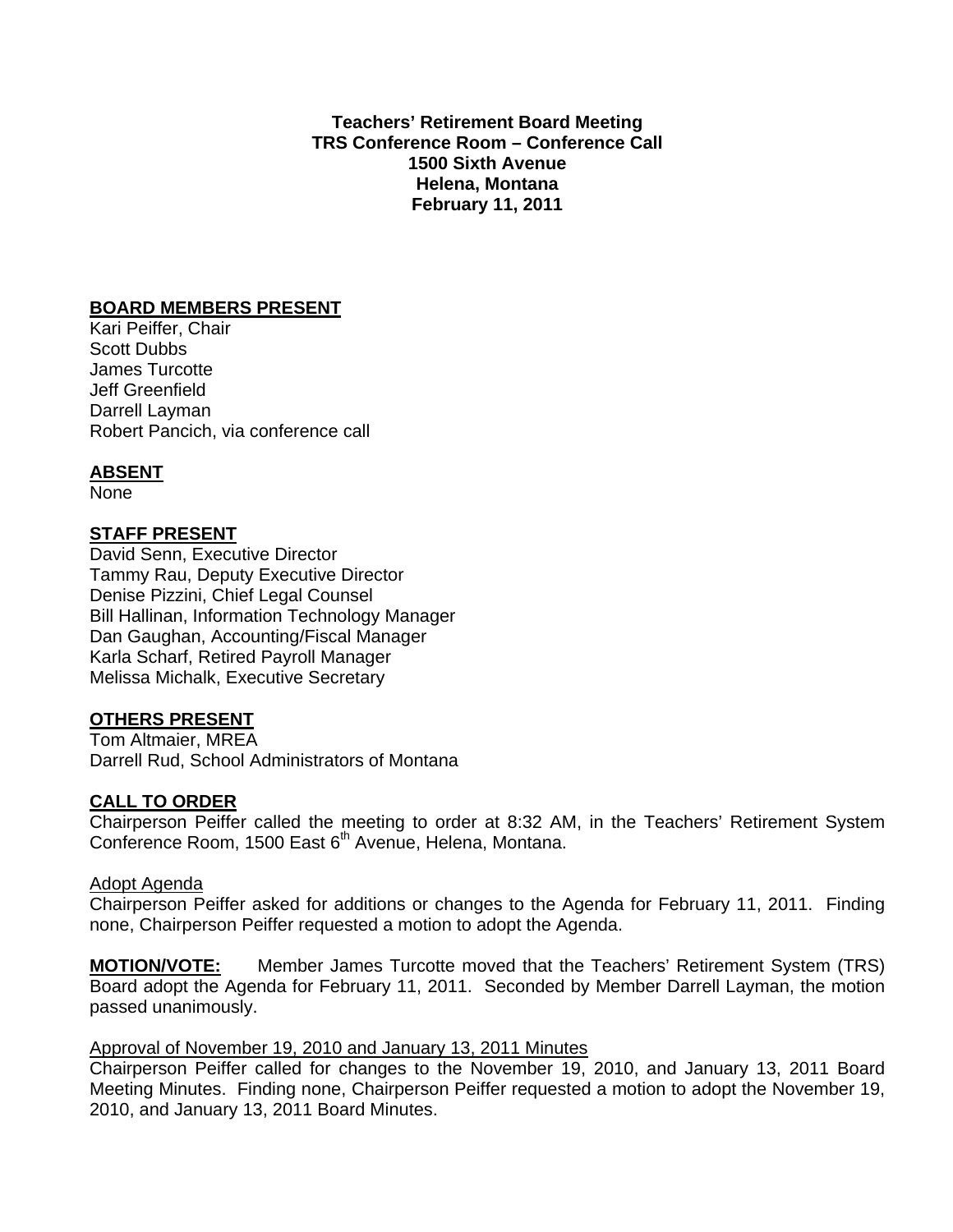**Teachers' Retirement Board Meeting**
**TRS Conference Room – Conference Call**
**1500 Sixth Avenue**
**Helena, Montana**
**February 11, 2011**

**BOARD MEMBERS PRESENT**

Kari Peiffer, Chair
Scott Dubbs
James Turcotte
Jeff Greenfield
Darrell Layman
Robert Pancich, via conference call

**ABSENT**

None

**STAFF PRESENT**

David Senn, Executive Director
Tammy Rau, Deputy Executive Director
Denise Pizzini, Chief Legal Counsel
Bill Hallinan, Information Technology Manager
Dan Gaughan, Accounting/Fiscal Manager
Karla Scharf, Retired Payroll Manager
Melissa Michalk, Executive Secretary

**OTHERS PRESENT**

Tom Altmaier, MREA
Darrell Rud, School Administrators of Montana

**CALL TO ORDER**

Chairperson Peiffer called the meeting to order at 8:32 AM, in the Teachers' Retirement System Conference Room, 1500 East 6th Avenue, Helena, Montana.

Adopt Agenda

Chairperson Peiffer asked for additions or changes to the Agenda for February 11, 2011. Finding none, Chairperson Peiffer requested a motion to adopt the Agenda.

**MOTION/VOTE:** Member James Turcotte moved that the Teachers' Retirement System (TRS) Board adopt the Agenda for February 11, 2011. Seconded by Member Darrell Layman, the motion passed unanimously.

Approval of November 19, 2010 and January 13, 2011 Minutes

Chairperson Peiffer called for changes to the November 19, 2010, and January 13, 2011 Board Meeting Minutes. Finding none, Chairperson Peiffer requested a motion to adopt the November 19, 2010, and January 13, 2011 Board Minutes.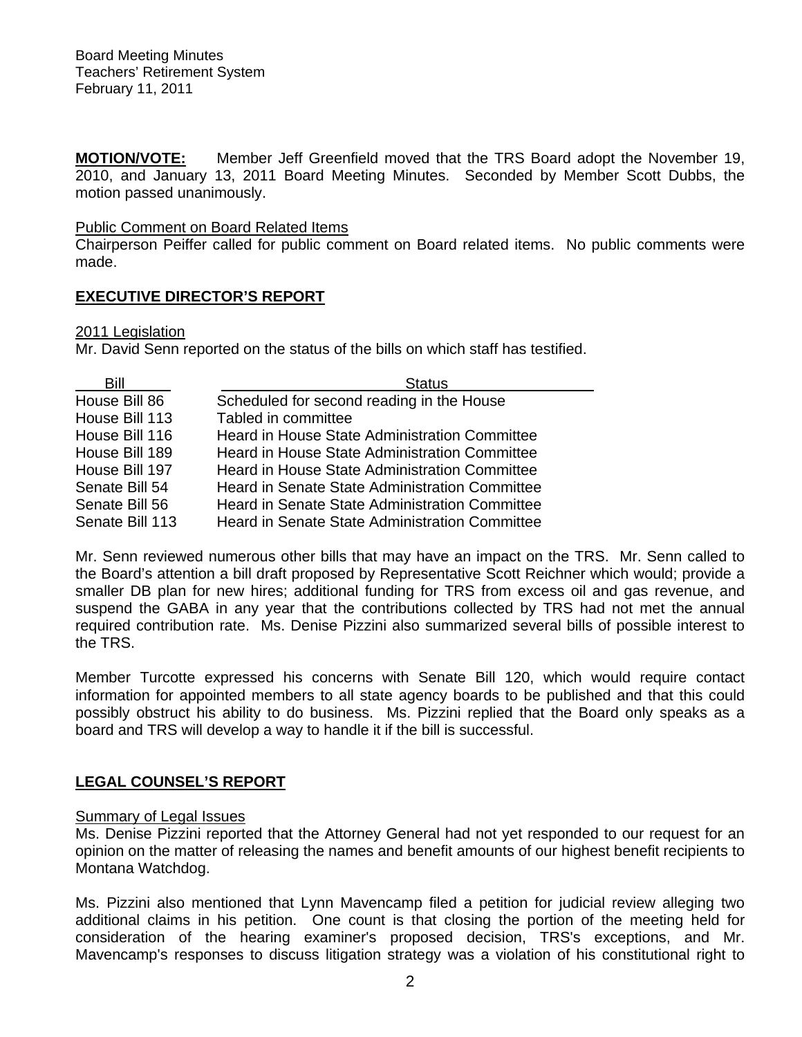**MOTION/VOTE:** Member Jeff Greenfield moved that the TRS Board adopt the November 19, 2010, and January 13, 2011 Board Meeting Minutes. Seconded by Member Scott Dubbs, the motion passed unanimously.

Public Comment on Board Related Items

Chairperson Peiffer called for public comment on Board related items. No public comments were made.

## EXECUTIVE DIRECTOR'S REPORT

2011 Legislation

Mr. David Senn reported on the status of the bills on which staff has testified.

| Bill | Status |
|---|---|
| House Bill 86 | Scheduled for second reading in the House |
| House Bill 113 | Tabled in committee |
| House Bill 116 | Heard in House State Administration Committee |
| House Bill 189 | Heard in House State Administration Committee |
| House Bill 197 | Heard in House State Administration Committee |
| Senate Bill 54 | Heard in Senate State Administration Committee |
| Senate Bill 56 | Heard in Senate State Administration Committee |
| Senate Bill 113 | Heard in Senate State Administration Committee |

Mr. Senn reviewed numerous other bills that may have an impact on the TRS. Mr. Senn called to the Board's attention a bill draft proposed by Representative Scott Reichner which would; provide a smaller DB plan for new hires; additional funding for TRS from excess oil and gas revenue, and suspend the GABA in any year that the contributions collected by TRS had not met the annual required contribution rate. Ms. Denise Pizzini also summarized several bills of possible interest to the TRS.

Member Turcotte expressed his concerns with Senate Bill 120, which would require contact information for appointed members to all state agency boards to be published and that this could possibly obstruct his ability to do business. Ms. Pizzini replied that the Board only speaks as a board and TRS will develop a way to handle it if the bill is successful.

## LEGAL COUNSEL'S REPORT

Summary of Legal Issues

Ms. Denise Pizzini reported that the Attorney General had not yet responded to our request for an opinion on the matter of releasing the names and benefit amounts of our highest benefit recipients to Montana Watchdog.

Ms. Pizzini also mentioned that Lynn Mavencamp filed a petition for judicial review alleging two additional claims in his petition. One count is that closing the portion of the meeting held for consideration of the hearing examiner's proposed decision, TRS's exceptions, and Mr. Mavencamp's responses to discuss litigation strategy was a violation of his constitutional right to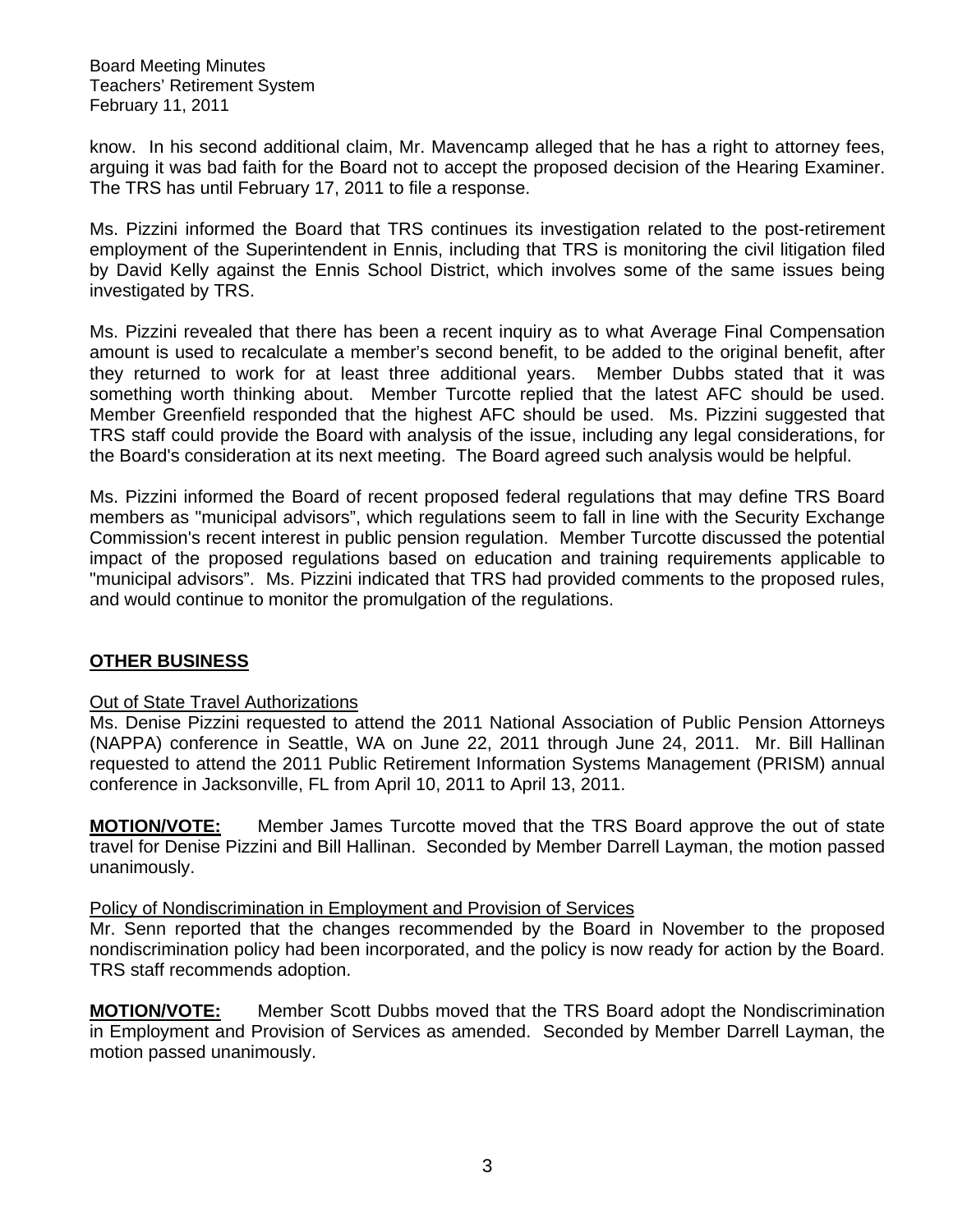know. In his second additional claim, Mr. Mavencamp alleged that he has a right to attorney fees, arguing it was bad faith for the Board not to accept the proposed decision of the Hearing Examiner. The TRS has until February 17, 2011 to file a response.

Ms. Pizzini informed the Board that TRS continues its investigation related to the post-retirement employment of the Superintendent in Ennis, including that TRS is monitoring the civil litigation filed by David Kelly against the Ennis School District, which involves some of the same issues being investigated by TRS.

Ms. Pizzini revealed that there has been a recent inquiry as to what Average Final Compensation amount is used to recalculate a member's second benefit, to be added to the original benefit, after they returned to work for at least three additional years. Member Dubbs stated that it was something worth thinking about. Member Turcotte replied that the latest AFC should be used. Member Greenfield responded that the highest AFC should be used. Ms. Pizzini suggested that TRS staff could provide the Board with analysis of the issue, including any legal considerations, for the Board's consideration at its next meeting. The Board agreed such analysis would be helpful.

Ms. Pizzini informed the Board of recent proposed federal regulations that may define TRS Board members as "municipal advisors", which regulations seem to fall in line with the Security Exchange Commission's recent interest in public pension regulation. Member Turcotte discussed the potential impact of the proposed regulations based on education and training requirements applicable to "municipal advisors". Ms. Pizzini indicated that TRS had provided comments to the proposed rules, and would continue to monitor the promulgation of the regulations.

## OTHER BUSINESS

Out of State Travel Authorizations

Ms. Denise Pizzini requested to attend the 2011 National Association of Public Pension Attorneys (NAPPA) conference in Seattle, WA on June 22, 2011 through June 24, 2011. Mr. Bill Hallinan requested to attend the 2011 Public Retirement Information Systems Management (PRISM) annual conference in Jacksonville, FL from April 10, 2011 to April 13, 2011.

**MOTION/VOTE:** Member James Turcotte moved that the TRS Board approve the out of state travel for Denise Pizzini and Bill Hallinan. Seconded by Member Darrell Layman, the motion passed unanimously.

Policy of Nondiscrimination in Employment and Provision of Services

Mr. Senn reported that the changes recommended by the Board in November to the proposed nondiscrimination policy had been incorporated, and the policy is now ready for action by the Board. TRS staff recommends adoption.

**MOTION/VOTE:** Member Scott Dubbs moved that the TRS Board adopt the Nondiscrimination in Employment and Provision of Services as amended. Seconded by Member Darrell Layman, the motion passed unanimously.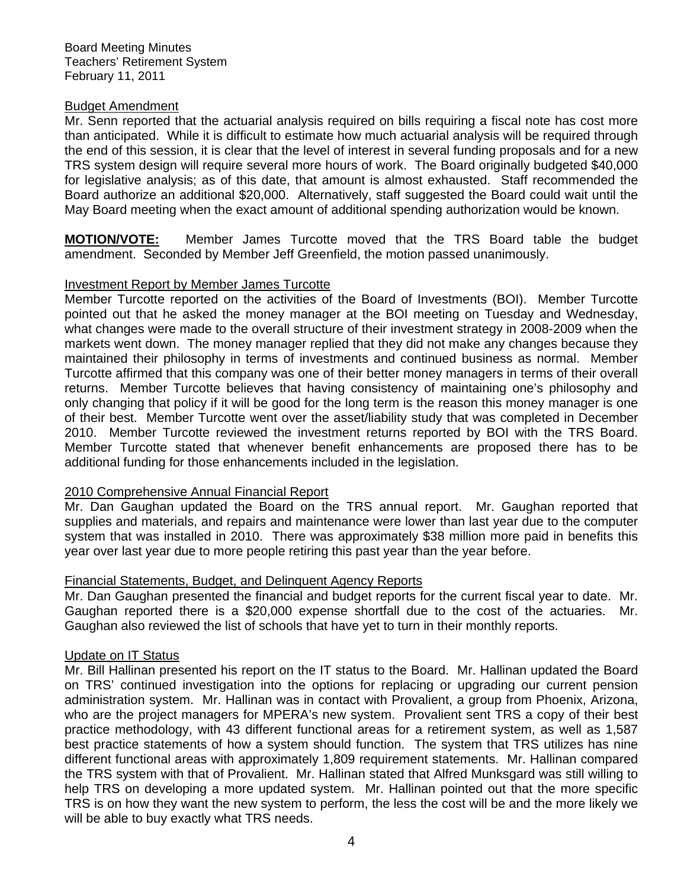## Budget Amendment

Mr. Senn reported that the actuarial analysis required on bills requiring a fiscal note has cost more than anticipated. While it is difficult to estimate how much actuarial analysis will be required through the end of this session, it is clear that the level of interest in several funding proposals and for a new TRS system design will require several more hours of work. The Board originally budgeted $40,000 for legislative analysis; as of this date, that amount is almost exhausted. Staff recommended the Board authorize an additional $20,000. Alternatively, staff suggested the Board could wait until the May Board meeting when the exact amount of additional spending authorization would be known.

**MOTION/VOTE:** Member James Turcotte moved that the TRS Board table the budget amendment. Seconded by Member Jeff Greenfield, the motion passed unanimously.

## Investment Report by Member James Turcotte

Member Turcotte reported on the activities of the Board of Investments (BOI). Member Turcotte pointed out that he asked the money manager at the BOI meeting on Tuesday and Wednesday, what changes were made to the overall structure of their investment strategy in 2008-2009 when the markets went down. The money manager replied that they did not make any changes because they maintained their philosophy in terms of investments and continued business as normal. Member Turcotte affirmed that this company was one of their better money managers in terms of their overall returns. Member Turcotte believes that having consistency of maintaining one's philosophy and only changing that policy if it will be good for the long term is the reason this money manager is one of their best. Member Turcotte went over the asset/liability study that was completed in December 2010. Member Turcotte reviewed the investment returns reported by BOI with the TRS Board. Member Turcotte stated that whenever benefit enhancements are proposed there has to be additional funding for those enhancements included in the legislation.

## 2010 Comprehensive Annual Financial Report

Mr. Dan Gaughan updated the Board on the TRS annual report. Mr. Gaughan reported that supplies and materials, and repairs and maintenance were lower than last year due to the computer system that was installed in 2010. There was approximately $38 million more paid in benefits this year over last year due to more people retiring this past year than the year before.

## Financial Statements, Budget, and Delinquent Agency Reports

Mr. Dan Gaughan presented the financial and budget reports for the current fiscal year to date. Mr. Gaughan reported there is a $20,000 expense shortfall due to the cost of the actuaries. Mr. Gaughan also reviewed the list of schools that have yet to turn in their monthly reports.

## Update on IT Status

Mr. Bill Hallinan presented his report on the IT status to the Board. Mr. Hallinan updated the Board on TRS' continued investigation into the options for replacing or upgrading our current pension administration system. Mr. Hallinan was in contact with Provalient, a group from Phoenix, Arizona, who are the project managers for MPERA's new system. Provalient sent TRS a copy of their best practice methodology, with 43 different functional areas for a retirement system, as well as 1,587 best practice statements of how a system should function. The system that TRS utilizes has nine different functional areas with approximately 1,809 requirement statements. Mr. Hallinan compared the TRS system with that of Provalient. Mr. Hallinan stated that Alfred Munksgard was still willing to help TRS on developing a more updated system. Mr. Hallinan pointed out that the more specific TRS is on how they want the new system to perform, the less the cost will be and the more likely we will be able to buy exactly what TRS needs.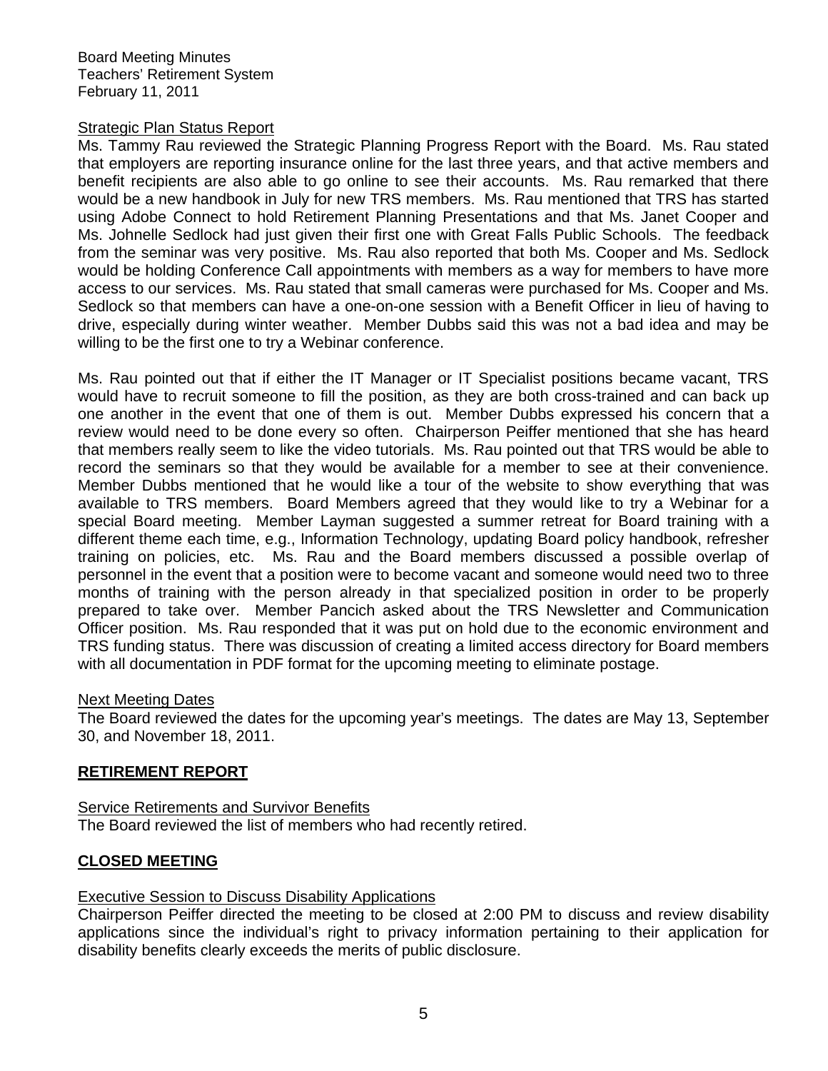Strategic Plan Status Report

Ms. Tammy Rau reviewed the Strategic Planning Progress Report with the Board. Ms. Rau stated that employers are reporting insurance online for the last three years, and that active members and benefit recipients are also able to go online to see their accounts. Ms. Rau remarked that there would be a new handbook in July for new TRS members. Ms. Rau mentioned that TRS has started using Adobe Connect to hold Retirement Planning Presentations and that Ms. Janet Cooper and Ms. Johnelle Sedlock had just given their first one with Great Falls Public Schools. The feedback from the seminar was very positive. Ms. Rau also reported that both Ms. Cooper and Ms. Sedlock would be holding Conference Call appointments with members as a way for members to have more access to our services. Ms. Rau stated that small cameras were purchased for Ms. Cooper and Ms. Sedlock so that members can have a one-on-one session with a Benefit Officer in lieu of having to drive, especially during winter weather. Member Dubbs said this was not a bad idea and may be willing to be the first one to try a Webinar conference.

Ms. Rau pointed out that if either the IT Manager or IT Specialist positions became vacant, TRS would have to recruit someone to fill the position, as they are both cross-trained and can back up one another in the event that one of them is out. Member Dubbs expressed his concern that a review would need to be done every so often. Chairperson Peiffer mentioned that she has heard that members really seem to like the video tutorials. Ms. Rau pointed out that TRS would be able to record the seminars so that they would be available for a member to see at their convenience. Member Dubbs mentioned that he would like a tour of the website to show everything that was available to TRS members. Board Members agreed that they would like to try a Webinar for a special Board meeting. Member Layman suggested a summer retreat for Board training with a different theme each time, e.g., Information Technology, updating Board policy handbook, refresher training on policies, etc. Ms. Rau and the Board members discussed a possible overlap of personnel in the event that a position were to become vacant and someone would need two to three months of training with the person already in that specialized position in order to be properly prepared to take over. Member Pancich asked about the TRS Newsletter and Communication Officer position. Ms. Rau responded that it was put on hold due to the economic environment and TRS funding status. There was discussion of creating a limited access directory for Board members with all documentation in PDF format for the upcoming meeting to eliminate postage.

Next Meeting Dates

The Board reviewed the dates for the upcoming year's meetings. The dates are May 13, September 30, and November 18, 2011.

## RETIREMENT REPORT

Service Retirements and Survivor Benefits

The Board reviewed the list of members who had recently retired.

## CLOSED MEETING

Executive Session to Discuss Disability Applications

Chairperson Peiffer directed the meeting to be closed at 2:00 PM to discuss and review disability applications since the individual's right to privacy information pertaining to their application for disability benefits clearly exceeds the merits of public disclosure.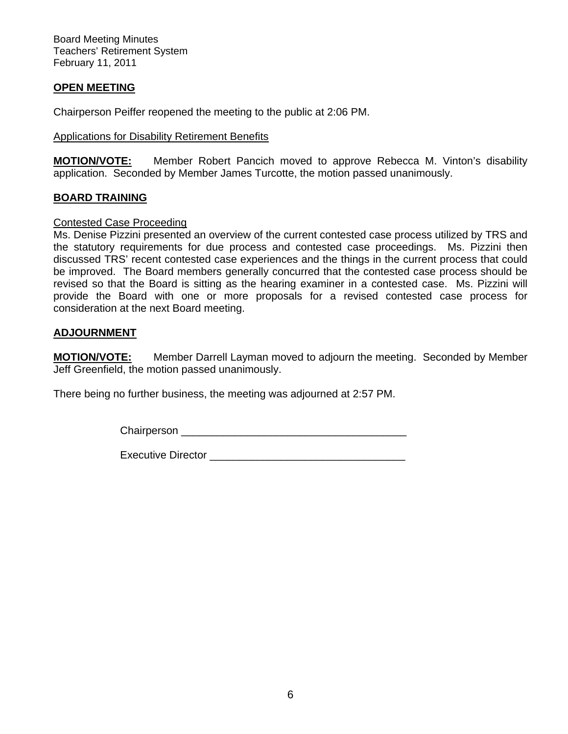**OPEN MEETING**

Chairperson Peiffer reopened the meeting to the public at 2:06 PM.

Applications for Disability Retirement Benefits

**MOTION/VOTE:** Member Robert Pancich moved to approve Rebecca M. Vinton's disability application. Seconded by Member James Turcotte, the motion passed unanimously.

**BOARD TRAINING**

Contested Case Proceeding

Ms. Denise Pizzini presented an overview of the current contested case process utilized by TRS and the statutory requirements for due process and contested case proceedings. Ms. Pizzini then discussed TRS' recent contested case experiences and the things in the current process that could be improved. The Board members generally concurred that the contested case process should be revised so that the Board is sitting as the hearing examiner in a contested case. Ms. Pizzini will provide the Board with one or more proposals for a revised contested case process for consideration at the next Board meeting.

**ADJOURNMENT**

**MOTION/VOTE:** Member Darrell Layman moved to adjourn the meeting. Seconded by Member Jeff Greenfield, the motion passed unanimously.

There being no further business, the meeting was adjourned at 2:57 PM.

Chairperson ______________________________________

Executive Director ________________________________